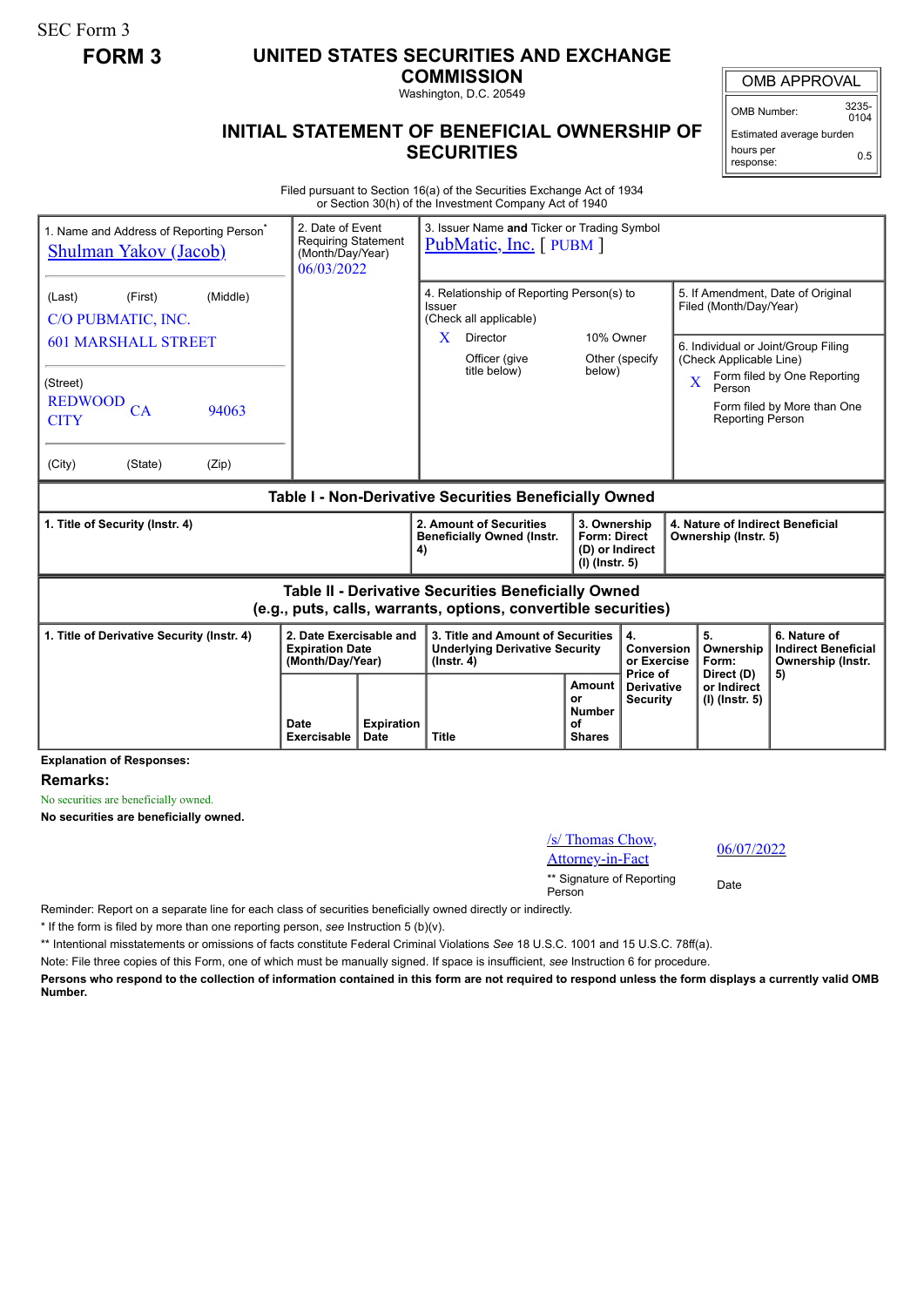SEC Form 3

**FORM 3**

# UNITED STATES SECURITIES AND EXCHANGE COMMISSION

Washington, D.C. 20549

## INITIAL STATEMENT OF BENEFICIAL OWNERSHIP OF SECURITIES

| OMB APPROVAL | |
|---|---|
| OMB Number: | 3235-0104 |
| Estimated average burden hours per response: | 0.5 |

Filed pursuant to Section 16(a) of the Securities Exchange Act of 1934
or Section 30(h) of the Investment Company Act of 1940

| 1. Name and Address of Reporting Person* | 2. Date of Event Requiring Statement (Month/Day/Year) | 3. Issuer Name **and** Ticker or Trading Symbol |
|---|---|---|
| Shulman Yakov (Jacob) | 06/03/2022 | PubMatic, Inc. [ PUBM ] |
| (Last) (First) (Middle)<br>C/O PUBMATIC, INC.<br>601 MARSHALL STREET | | 4. Relationship of Reporting Person(s) to Issuer (Check all applicable)<br>X Director<br>10% Owner<br>Officer (give title below)<br>Other (specify below) |
| (Street)<br>REDWOOD CITY CA 94063 | | 5. If Amendment, Date of Original Filed (Month/Day/Year) |
| (City) (State) (Zip) | | 6. Individual or Joint/Group Filing (Check Applicable Line)<br>X Form filed by One Reporting Person<br>Form filed by More than One Reporting Person |

### Table I - Non-Derivative Securities Beneficially Owned

| 1. Title of Security (Instr. 4) | 2. Amount of Securities Beneficially Owned (Instr. 4) | 3. Ownership Form: Direct (D) or Indirect (I) (Instr. 5) | 4. Nature of Indirect Beneficial Ownership (Instr. 5) |
|---|---|---|---|

### Table II - Derivative Securities Beneficially Owned (e.g., puts, calls, warrants, options, convertible securities)

| 1. Title of Derivative Security (Instr. 4) | 2. Date Exercisable and Expiration Date (Month/Day/Year) | | 3. Title and Amount of Securities Underlying Derivative Security (Instr. 4) | | 4. Conversion or Exercise Price of Derivative Security | 5. Ownership Form: Direct (D) or Indirect (I) (Instr. 5) | 6. Nature of Indirect Beneficial Ownership (Instr. 5) |
|---|---|---|---|---|---|---|---|
| | Date Exercisable | Expiration Date | Title | Amount or Number of Shares | | | |

**Explanation of Responses:**

**Remarks:**

No securities are beneficially owned.

**No securities are beneficially owned.**

| /s/ Thomas Chow, Attorney-in-Fact | 06/07/2022 |
|---|---|
| ** Signature of Reporting Person | Date |

Reminder: Report on a separate line for each class of securities beneficially owned directly or indirectly.

\* If the form is filed by more than one reporting person, *see* Instruction 5 (b)(v).

** Intentional misstatements or omissions of facts constitute Federal Criminal Violations *See* 18 U.S.C. 1001 and 15 U.S.C. 78ff(a).

Note: File three copies of this Form, one of which must be manually signed. If space is insufficient, *see* Instruction 6 for procedure.

**Persons who respond to the collection of information contained in this form are not required to respond unless the form displays a currently valid OMB Number.**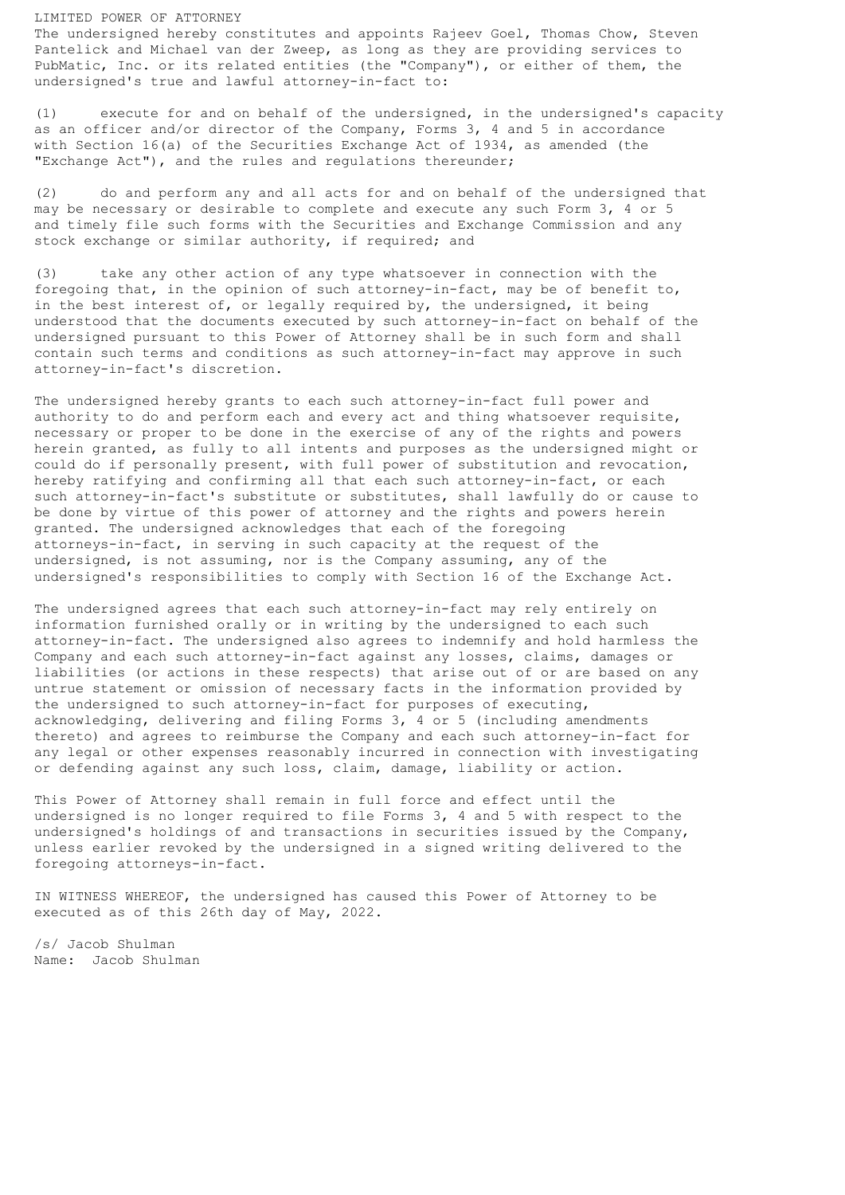# LIMITED POWER OF ATTORNEY

The undersigned hereby constitutes and appoints Rajeev Goel, Thomas Chow, Steven Pantelick and Michael van der Zweep, as long as they are providing services to PubMatic, Inc. or its related entities (the "Company"), or either of them, the undersigned's true and lawful attorney-in-fact to:

(1) execute for and on behalf of the undersigned, in the undersigned's capacity as an officer and/or director of the Company, Forms 3, 4 and 5 in accordance with Section 16(a) of the Securities Exchange Act of 1934, as amended (the "Exchange Act"), and the rules and regulations thereunder;

(2) do and perform any and all acts for and on behalf of the undersigned that may be necessary or desirable to complete and execute any such Form 3, 4 or 5 and timely file such forms with the Securities and Exchange Commission and any stock exchange or similar authority, if required; and

(3) take any other action of any type whatsoever in connection with the foregoing that, in the opinion of such attorney-in-fact, may be of benefit to, in the best interest of, or legally required by, the undersigned, it being understood that the documents executed by such attorney-in-fact on behalf of the undersigned pursuant to this Power of Attorney shall be in such form and shall contain such terms and conditions as such attorney-in-fact may approve in such attorney-in-fact's discretion.

The undersigned hereby grants to each such attorney-in-fact full power and authority to do and perform each and every act and thing whatsoever requisite, necessary or proper to be done in the exercise of any of the rights and powers herein granted, as fully to all intents and purposes as the undersigned might or could do if personally present, with full power of substitution and revocation, hereby ratifying and confirming all that each such attorney-in-fact, or each such attorney-in-fact's substitute or substitutes, shall lawfully do or cause to be done by virtue of this power of attorney and the rights and powers herein granted. The undersigned acknowledges that each of the foregoing attorneys-in-fact, in serving in such capacity at the request of the undersigned, is not assuming, nor is the Company assuming, any of the undersigned's responsibilities to comply with Section 16 of the Exchange Act.

The undersigned agrees that each such attorney-in-fact may rely entirely on information furnished orally or in writing by the undersigned to each such attorney-in-fact. The undersigned also agrees to indemnify and hold harmless the Company and each such attorney-in-fact against any losses, claims, damages or liabilities (or actions in these respects) that arise out of or are based on any untrue statement or omission of necessary facts in the information provided by the undersigned to such attorney-in-fact for purposes of executing, acknowledging, delivering and filing Forms 3, 4 or 5 (including amendments thereto) and agrees to reimburse the Company and each such attorney-in-fact for any legal or other expenses reasonably incurred in connection with investigating or defending against any such loss, claim, damage, liability or action.

This Power of Attorney shall remain in full force and effect until the undersigned is no longer required to file Forms 3, 4 and 5 with respect to the undersigned's holdings of and transactions in securities issued by the Company, unless earlier revoked by the undersigned in a signed writing delivered to the foregoing attorneys-in-fact.

IN WITNESS WHEREOF, the undersigned has caused this Power of Attorney to be executed as of this 26th day of May, 2022.

/s/ Jacob Shulman
Name: Jacob Shulman